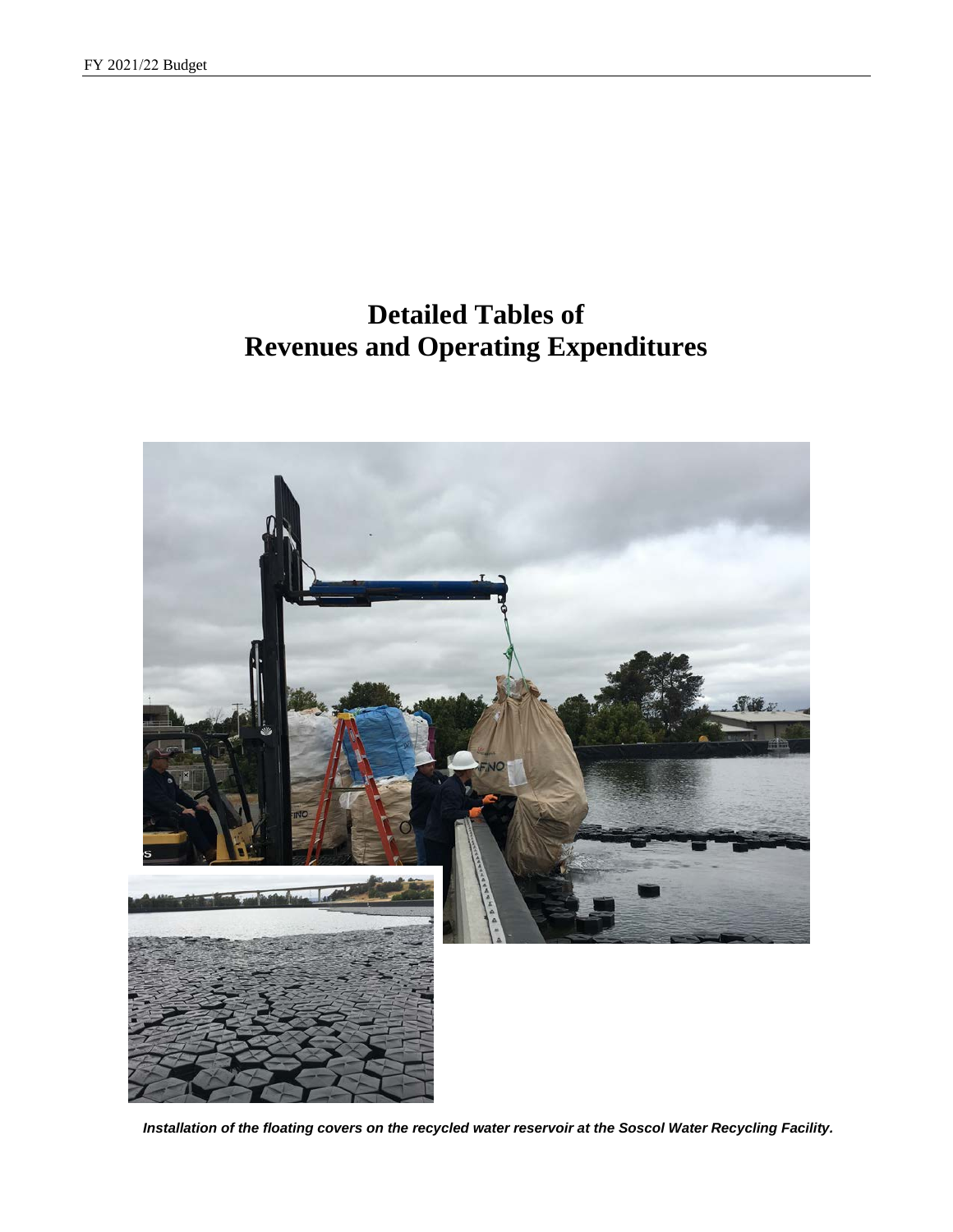# Detailed Tables of Revenues and Operating Expenditures

*Installation of the floating covers on the recycled water reservoir at the Soscol Water Recycling Facility.*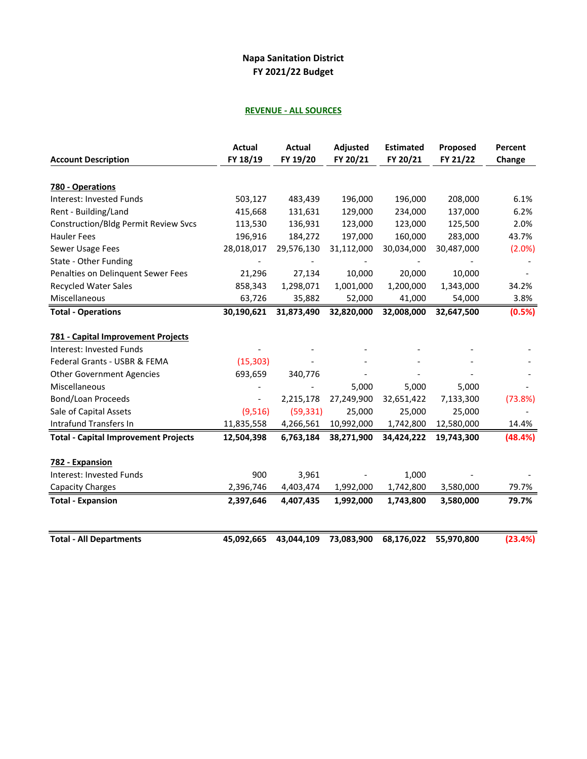# Napa Sanitation District
## FY 2021/22 Budget

### REVENUE - ALL SOURCES

| Account Description | Actual FY 18/19 | Actual FY 19/20 | Adjusted FY 20/21 | Estimated FY 20/21 | Proposed FY 21/22 | Percent Change |
|---|---|---|---|---|---|---|
| **780 - Operations** | | | | | | |
| Interest: Invested Funds | 503,127 | 483,439 | 196,000 | 196,000 | 208,000 | 6.1% |
| Rent - Building/Land | 415,668 | 131,631 | 129,000 | 234,000 | 137,000 | 6.2% |
| Construction/Bldg Permit Review Svcs | 113,530 | 136,931 | 123,000 | 123,000 | 125,500 | 2.0% |
| Hauler Fees | 196,916 | 184,272 | 197,000 | 160,000 | 283,000 | 43.7% |
| Sewer Usage Fees | 28,018,017 | 29,576,130 | 31,112,000 | 30,034,000 | 30,487,000 | (2.0%) |
| State - Other Funding | - | - | - | - | - | - |
| Penalties on Delinquent Sewer Fees | 21,296 | 27,134 | 10,000 | 20,000 | 10,000 | - |
| Recycled Water Sales | 858,343 | 1,298,071 | 1,001,000 | 1,200,000 | 1,343,000 | 34.2% |
| Miscellaneous | 63,726 | 35,882 | 52,000 | 41,000 | 54,000 | 3.8% |
| **Total - Operations** | **30,190,621** | **31,873,490** | **32,820,000** | **32,008,000** | **32,647,500** | **(0.5%)** |
| **781 - Capital Improvement Projects** | | | | | | |
| Interest: Invested Funds | - | - | - | - | - | - |
| Federal Grants - USBR & FEMA | (15,303) | - | - | - | - | - |
| Other Government Agencies | 693,659 | 340,776 | - | - | - | - |
| Miscellaneous | - | - | 5,000 | 5,000 | 5,000 | - |
| Bond/Loan Proceeds | - | 2,215,178 | 27,249,900 | 32,651,422 | 7,133,300 | (73.8%) |
| Sale of Capital Assets | (9,516) | (59,331) | 25,000 | 25,000 | 25,000 | - |
| Intrafund Transfers In | 11,835,558 | 4,266,561 | 10,992,000 | 1,742,800 | 12,580,000 | 14.4% |
| **Total - Capital Improvement Projects** | **12,504,398** | **6,763,184** | **38,271,900** | **34,424,222** | **19,743,300** | **(48.4%)** |
| **782 - Expansion** | | | | | | |
| Interest: Invested Funds | 900 | 3,961 | - | 1,000 | - | - |
| Capacity Charges | 2,396,746 | 4,403,474 | 1,992,000 | 1,742,800 | 3,580,000 | 79.7% |
| **Total - Expansion** | **2,397,646** | **4,407,435** | **1,992,000** | **1,743,800** | **3,580,000** | **79.7%** |
| **Total - All Departments** | **45,092,665** | **43,044,109** | **73,083,900** | **68,176,022** | **55,970,800** | **(23.4%)** |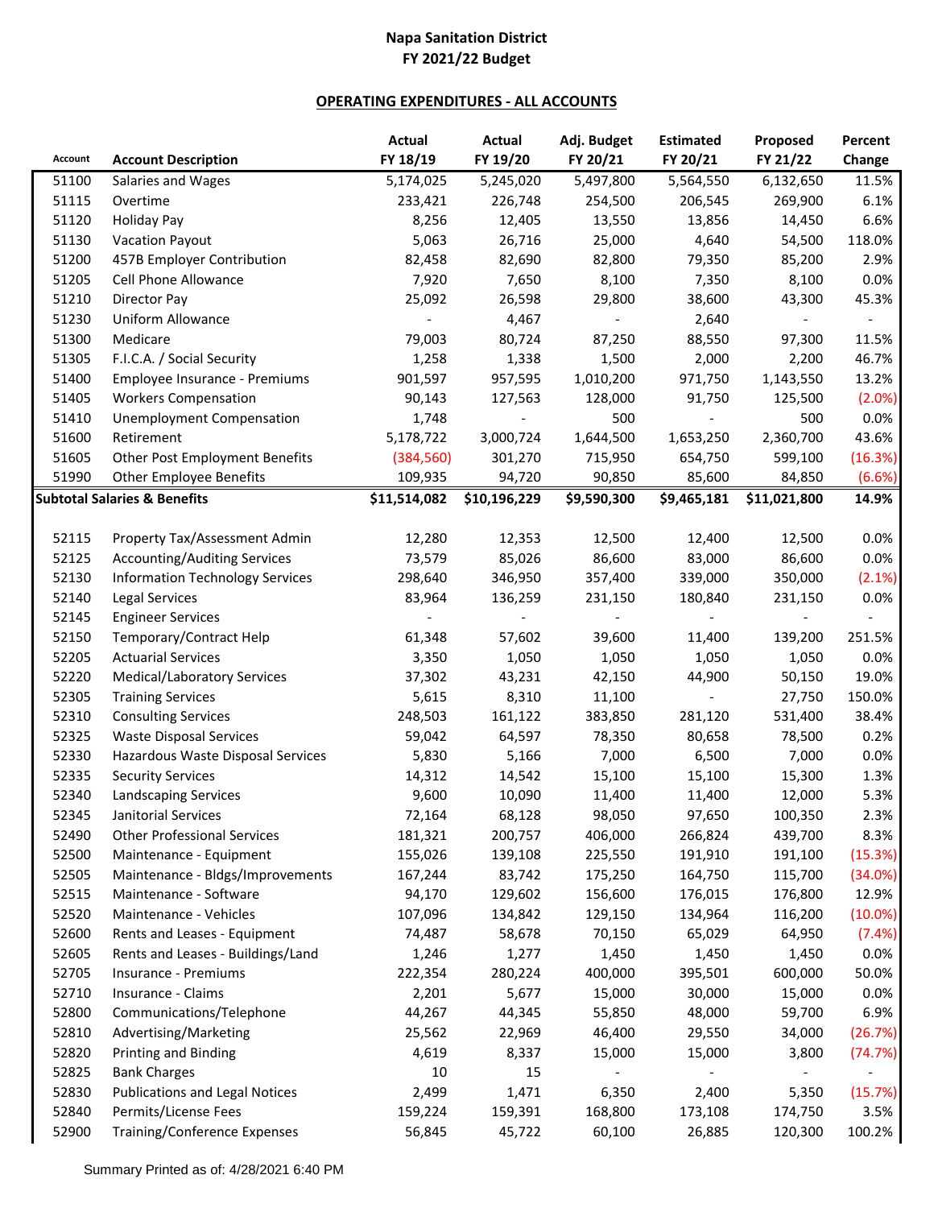**Napa Sanitation District**
**FY 2021/22 Budget**

**OPERATING EXPENDITURES - ALL ACCOUNTS**

| Account | Account Description | Actual FY 18/19 | Actual FY 19/20 | Adj. Budget FY 20/21 | Estimated FY 20/21 | Proposed FY 21/22 | Percent Change |
|---|---|---|---|---|---|---|---|
| 51100 | Salaries and Wages | 5,174,025 | 5,245,020 | 5,497,800 | 5,564,550 | 6,132,650 | 11.5% |
| 51115 | Overtime | 233,421 | 226,748 | 254,500 | 206,545 | 269,900 | 6.1% |
| 51120 | Holiday Pay | 8,256 | 12,405 | 13,550 | 13,856 | 14,450 | 6.6% |
| 51130 | Vacation Payout | 5,063 | 26,716 | 25,000 | 4,640 | 54,500 | 118.0% |
| 51200 | 457B Employer Contribution | 82,458 | 82,690 | 82,800 | 79,350 | 85,200 | 2.9% |
| 51205 | Cell Phone Allowance | 7,920 | 7,650 | 8,100 | 7,350 | 8,100 | 0.0% |
| 51210 | Director Pay | 25,092 | 26,598 | 29,800 | 38,600 | 43,300 | 45.3% |
| 51230 | Uniform Allowance | - | 4,467 | - | 2,640 | - | - |
| 51300 | Medicare | 79,003 | 80,724 | 87,250 | 88,550 | 97,300 | 11.5% |
| 51305 | F.I.C.A. / Social Security | 1,258 | 1,338 | 1,500 | 2,000 | 2,200 | 46.7% |
| 51400 | Employee Insurance - Premiums | 901,597 | 957,595 | 1,010,200 | 971,750 | 1,143,550 | 13.2% |
| 51405 | Workers Compensation | 90,143 | 127,563 | 128,000 | 91,750 | 125,500 | (2.0%) |
| 51410 | Unemployment Compensation | 1,748 | - | 500 | - | 500 | 0.0% |
| 51600 | Retirement | 5,178,722 | 3,000,724 | 1,644,500 | 1,653,250 | 2,360,700 | 43.6% |
| 51605 | Other Post Employment Benefits | (384,560) | 301,270 | 715,950 | 654,750 | 599,100 | (16.3%) |
| 51990 | Other Employee Benefits | 109,935 | 94,720 | 90,850 | 85,600 | 84,850 | (6.6%) |
| **Subtotal Salaries & Benefits** | | **$11,514,082** | **$10,196,229** | **$9,590,300** | **$9,465,181** | **$11,021,800** | **14.9%** |
| | | | | | | | |
| 52115 | Property Tax/Assessment Admin | 12,280 | 12,353 | 12,500 | 12,400 | 12,500 | 0.0% |
| 52125 | Accounting/Auditing Services | 73,579 | 85,026 | 86,600 | 83,000 | 86,600 | 0.0% |
| 52130 | Information Technology Services | 298,640 | 346,950 | 357,400 | 339,000 | 350,000 | (2.1%) |
| 52140 | Legal Services | 83,964 | 136,259 | 231,150 | 180,840 | 231,150 | 0.0% |
| 52145 | Engineer Services | - | - | - | - | - | - |
| 52150 | Temporary/Contract Help | 61,348 | 57,602 | 39,600 | 11,400 | 139,200 | 251.5% |
| 52205 | Actuarial Services | 3,350 | 1,050 | 1,050 | 1,050 | 1,050 | 0.0% |
| 52220 | Medical/Laboratory Services | 37,302 | 43,231 | 42,150 | 44,900 | 50,150 | 19.0% |
| 52305 | Training Services | 5,615 | 8,310 | 11,100 | - | 27,750 | 150.0% |
| 52310 | Consulting Services | 248,503 | 161,122 | 383,850 | 281,120 | 531,400 | 38.4% |
| 52325 | Waste Disposal Services | 59,042 | 64,597 | 78,350 | 80,658 | 78,500 | 0.2% |
| 52330 | Hazardous Waste Disposal Services | 5,830 | 5,166 | 7,000 | 6,500 | 7,000 | 0.0% |
| 52335 | Security Services | 14,312 | 14,542 | 15,100 | 15,100 | 15,300 | 1.3% |
| 52340 | Landscaping Services | 9,600 | 10,090 | 11,400 | 11,400 | 12,000 | 5.3% |
| 52345 | Janitorial Services | 72,164 | 68,128 | 98,050 | 97,650 | 100,350 | 2.3% |
| 52490 | Other Professional Services | 181,321 | 200,757 | 406,000 | 266,824 | 439,700 | 8.3% |
| 52500 | Maintenance - Equipment | 155,026 | 139,108 | 225,550 | 191,910 | 191,100 | (15.3%) |
| 52505 | Maintenance - Bldgs/Improvements | 167,244 | 83,742 | 175,250 | 164,750 | 115,700 | (34.0%) |
| 52515 | Maintenance - Software | 94,170 | 129,602 | 156,600 | 176,015 | 176,800 | 12.9% |
| 52520 | Maintenance - Vehicles | 107,096 | 134,842 | 129,150 | 134,964 | 116,200 | (10.0%) |
| 52600 | Rents and Leases - Equipment | 74,487 | 58,678 | 70,150 | 65,029 | 64,950 | (7.4%) |
| 52605 | Rents and Leases - Buildings/Land | 1,246 | 1,277 | 1,450 | 1,450 | 1,450 | 0.0% |
| 52705 | Insurance - Premiums | 222,354 | 280,224 | 400,000 | 395,501 | 600,000 | 50.0% |
| 52710 | Insurance - Claims | 2,201 | 5,677 | 15,000 | 30,000 | 15,000 | 0.0% |
| 52800 | Communications/Telephone | 44,267 | 44,345 | 55,850 | 48,000 | 59,700 | 6.9% |
| 52810 | Advertising/Marketing | 25,562 | 22,969 | 46,400 | 29,550 | 34,000 | (26.7%) |
| 52820 | Printing and Binding | 4,619 | 8,337 | 15,000 | 15,000 | 3,800 | (74.7%) |
| 52825 | Bank Charges | 10 | 15 | - | - | - | - |
| 52830 | Publications and Legal Notices | 2,499 | 1,471 | 6,350 | 2,400 | 5,350 | (15.7%) |
| 52840 | Permits/License Fees | 159,224 | 159,391 | 168,800 | 173,108 | 174,750 | 3.5% |
| 52900 | Training/Conference Expenses | 56,845 | 45,722 | 60,100 | 26,885 | 120,300 | 100.2% |

Summary Printed as of: 4/28/2021 6:40 PM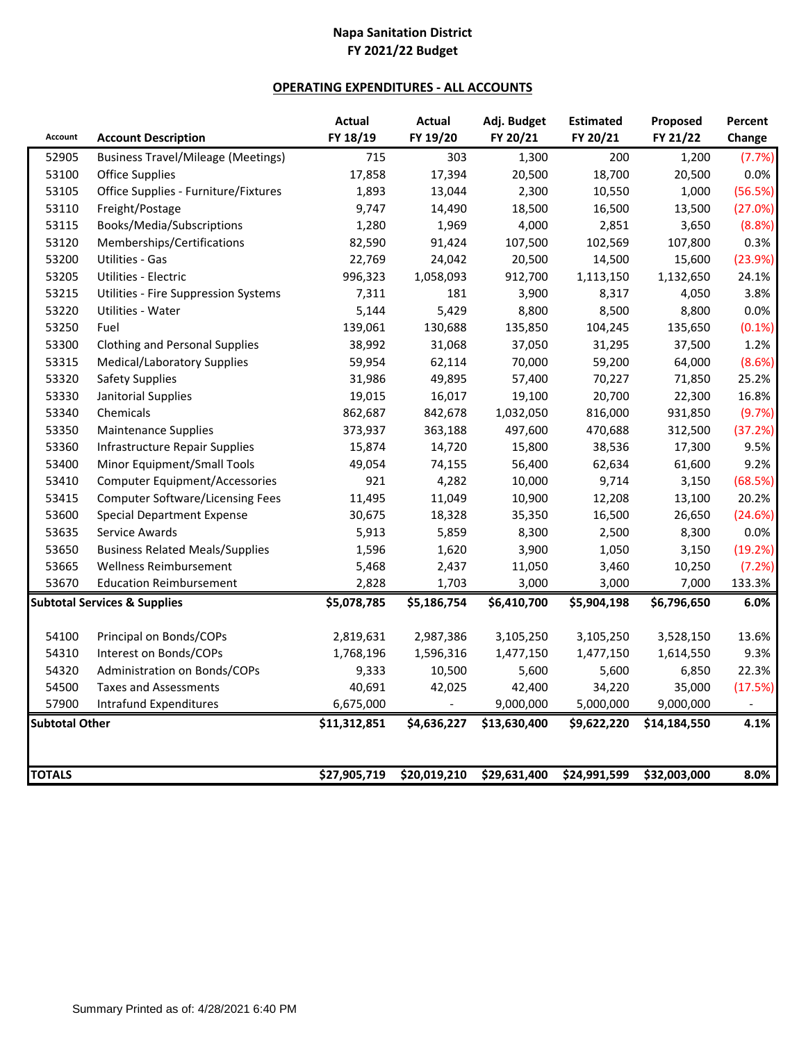# Napa Sanitation District
## FY 2021/22 Budget

### OPERATING EXPENDITURES - ALL ACCOUNTS

| Account | Account Description | Actual FY 18/19 | Actual FY 19/20 | Adj. Budget FY 20/21 | Estimated FY 20/21 | Proposed FY 21/22 | Percent Change |
|---|---|---|---|---|---|---|---|
| 52905 | Business Travel/Mileage (Meetings) | 715 | 303 | 1,300 | 200 | 1,200 | (7.7%) |
| 53100 | Office Supplies | 17,858 | 17,394 | 20,500 | 18,700 | 20,500 | 0.0% |
| 53105 | Office Supplies - Furniture/Fixtures | 1,893 | 13,044 | 2,300 | 10,550 | 1,000 | (56.5%) |
| 53110 | Freight/Postage | 9,747 | 14,490 | 18,500 | 16,500 | 13,500 | (27.0%) |
| 53115 | Books/Media/Subscriptions | 1,280 | 1,969 | 4,000 | 2,851 | 3,650 | (8.8%) |
| 53120 | Memberships/Certifications | 82,590 | 91,424 | 107,500 | 102,569 | 107,800 | 0.3% |
| 53200 | Utilities - Gas | 22,769 | 24,042 | 20,500 | 14,500 | 15,600 | (23.9%) |
| 53205 | Utilities - Electric | 996,323 | 1,058,093 | 912,700 | 1,113,150 | 1,132,650 | 24.1% |
| 53215 | Utilities - Fire Suppression Systems | 7,311 | 181 | 3,900 | 8,317 | 4,050 | 3.8% |
| 53220 | Utilities - Water | 5,144 | 5,429 | 8,800 | 8,500 | 8,800 | 0.0% |
| 53250 | Fuel | 139,061 | 130,688 | 135,850 | 104,245 | 135,650 | (0.1%) |
| 53300 | Clothing and Personal Supplies | 38,992 | 31,068 | 37,050 | 31,295 | 37,500 | 1.2% |
| 53315 | Medical/Laboratory Supplies | 59,954 | 62,114 | 70,000 | 59,200 | 64,000 | (8.6%) |
| 53320 | Safety Supplies | 31,986 | 49,895 | 57,400 | 70,227 | 71,850 | 25.2% |
| 53330 | Janitorial Supplies | 19,015 | 16,017 | 19,100 | 20,700 | 22,300 | 16.8% |
| 53340 | Chemicals | 862,687 | 842,678 | 1,032,050 | 816,000 | 931,850 | (9.7%) |
| 53350 | Maintenance Supplies | 373,937 | 363,188 | 497,600 | 470,688 | 312,500 | (37.2%) |
| 53360 | Infrastructure Repair Supplies | 15,874 | 14,720 | 15,800 | 38,536 | 17,300 | 9.5% |
| 53400 | Minor Equipment/Small Tools | 49,054 | 74,155 | 56,400 | 62,634 | 61,600 | 9.2% |
| 53410 | Computer Equipment/Accessories | 921 | 4,282 | 10,000 | 9,714 | 3,150 | (68.5%) |
| 53415 | Computer Software/Licensing Fees | 11,495 | 11,049 | 10,900 | 12,208 | 13,100 | 20.2% |
| 53600 | Special Department Expense | 30,675 | 18,328 | 35,350 | 16,500 | 26,650 | (24.6%) |
| 53635 | Service Awards | 5,913 | 5,859 | 8,300 | 2,500 | 8,300 | 0.0% |
| 53650 | Business Related Meals/Supplies | 1,596 | 1,620 | 3,900 | 1,050 | 3,150 | (19.2%) |
| 53665 | Wellness Reimbursement | 5,468 | 2,437 | 11,050 | 3,460 | 10,250 | (7.2%) |
| 53670 | Education Reimbursement | 2,828 | 1,703 | 3,000 | 3,000 | 7,000 | 133.3% |
| **Subtotal Services & Supplies** | | **$5,078,785** | **$5,186,754** | **$6,410,700** | **$5,904,198** | **$6,796,650** | **6.0%** |
| 54100 | Principal on Bonds/COPs | 2,819,631 | 2,987,386 | 3,105,250 | 3,105,250 | 3,528,150 | 13.6% |
| 54310 | Interest on Bonds/COPs | 1,768,196 | 1,596,316 | 1,477,150 | 1,477,150 | 1,614,550 | 9.3% |
| 54320 | Administration on Bonds/COPs | 9,333 | 10,500 | 5,600 | 5,600 | 6,850 | 22.3% |
| 54500 | Taxes and Assessments | 40,691 | 42,025 | 42,400 | 34,220 | 35,000 | (17.5%) |
| 57900 | Intrafund Expenditures | 6,675,000 | - | 9,000,000 | 5,000,000 | 9,000,000 | - |
| **Subtotal Other** | | **$11,312,851** | **$4,636,227** | **$13,630,400** | **$9,622,220** | **$14,184,550** | **4.1%** |
| **TOTALS** | | **$27,905,719** | **$20,019,210** | **$29,631,400** | **$24,991,599** | **$32,003,000** | **8.0%** |

Summary Printed as of: 4/28/2021 6:40 PM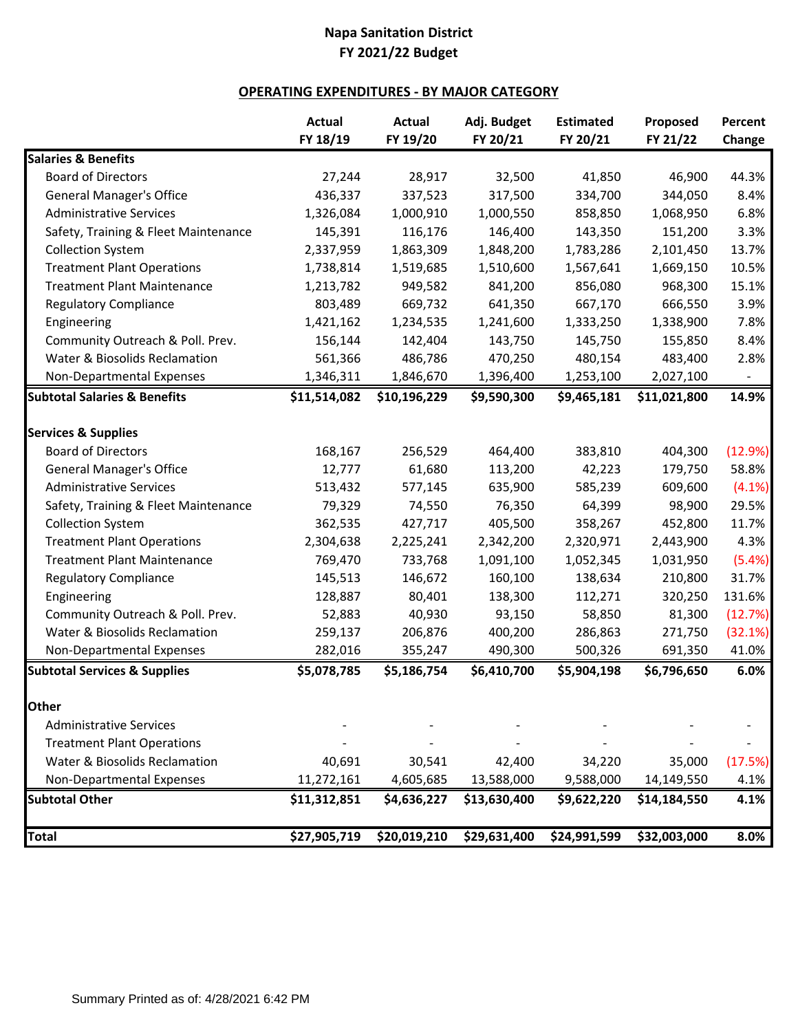# Napa Sanitation District
## FY 2021/22 Budget

### OPERATING EXPENDITURES - BY MAJOR CATEGORY

| | Actual FY 18/19 | Actual FY 19/20 | Adj. Budget FY 20/21 | Estimated FY 20/21 | Proposed FY 21/22 | Percent Change |
|---|---|---|---|---|---|---|
| **Salaries & Benefits** | | | | | | |
| Board of Directors | 27,244 | 28,917 | 32,500 | 41,850 | 46,900 | 44.3% |
| General Manager's Office | 436,337 | 337,523 | 317,500 | 334,700 | 344,050 | 8.4% |
| Administrative Services | 1,326,084 | 1,000,910 | 1,000,550 | 858,850 | 1,068,950 | 6.8% |
| Safety, Training & Fleet Maintenance | 145,391 | 116,176 | 146,400 | 143,350 | 151,200 | 3.3% |
| Collection System | 2,337,959 | 1,863,309 | 1,848,200 | 1,783,286 | 2,101,450 | 13.7% |
| Treatment Plant Operations | 1,738,814 | 1,519,685 | 1,510,600 | 1,567,641 | 1,669,150 | 10.5% |
| Treatment Plant Maintenance | 1,213,782 | 949,582 | 841,200 | 856,080 | 968,300 | 15.1% |
| Regulatory Compliance | 803,489 | 669,732 | 641,350 | 667,170 | 666,550 | 3.9% |
| Engineering | 1,421,162 | 1,234,535 | 1,241,600 | 1,333,250 | 1,338,900 | 7.8% |
| Community Outreach & Poll. Prev. | 156,144 | 142,404 | 143,750 | 145,750 | 155,850 | 8.4% |
| Water & Biosolids Reclamation | 561,366 | 486,786 | 470,250 | 480,154 | 483,400 | 2.8% |
| Non-Departmental Expenses | 1,346,311 | 1,846,670 | 1,396,400 | 1,253,100 | 2,027,100 | - |
| **Subtotal Salaries & Benefits** | **$11,514,082** | **$10,196,229** | **$9,590,300** | **$9,465,181** | **$11,021,800** | **14.9%** |
| **Services & Supplies** | | | | | | |
| Board of Directors | 168,167 | 256,529 | 464,400 | 383,810 | 404,300 | (12.9%) |
| General Manager's Office | 12,777 | 61,680 | 113,200 | 42,223 | 179,750 | 58.8% |
| Administrative Services | 513,432 | 577,145 | 635,900 | 585,239 | 609,600 | (4.1%) |
| Safety, Training & Fleet Maintenance | 79,329 | 74,550 | 76,350 | 64,399 | 98,900 | 29.5% |
| Collection System | 362,535 | 427,717 | 405,500 | 358,267 | 452,800 | 11.7% |
| Treatment Plant Operations | 2,304,638 | 2,225,241 | 2,342,200 | 2,320,971 | 2,443,900 | 4.3% |
| Treatment Plant Maintenance | 769,470 | 733,768 | 1,091,100 | 1,052,345 | 1,031,950 | (5.4%) |
| Regulatory Compliance | 145,513 | 146,672 | 160,100 | 138,634 | 210,800 | 31.7% |
| Engineering | 128,887 | 80,401 | 138,300 | 112,271 | 320,250 | 131.6% |
| Community Outreach & Poll. Prev. | 52,883 | 40,930 | 93,150 | 58,850 | 81,300 | (12.7%) |
| Water & Biosolids Reclamation | 259,137 | 206,876 | 400,200 | 286,863 | 271,750 | (32.1%) |
| Non-Departmental Expenses | 282,016 | 355,247 | 490,300 | 500,326 | 691,350 | 41.0% |
| **Subtotal Services & Supplies** | **$5,078,785** | **$5,186,754** | **$6,410,700** | **$5,904,198** | **$6,796,650** | **6.0%** |
| **Other** | | | | | | |
| Administrative Services | - | - | - | - | - | - |
| Treatment Plant Operations | - | - | - | - | - | - |
| Water & Biosolids Reclamation | 40,691 | 30,541 | 42,400 | 34,220 | 35,000 | (17.5%) |
| Non-Departmental Expenses | 11,272,161 | 4,605,685 | 13,588,000 | 9,588,000 | 14,149,550 | 4.1% |
| **Subtotal Other** | **$11,312,851** | **$4,636,227** | **$13,630,400** | **$9,622,220** | **$14,184,550** | **4.1%** |
| **Total** | **$27,905,719** | **$20,019,210** | **$29,631,400** | **$24,991,599** | **$32,003,000** | **8.0%** |

Summary Printed as of: 4/28/2021 6:42 PM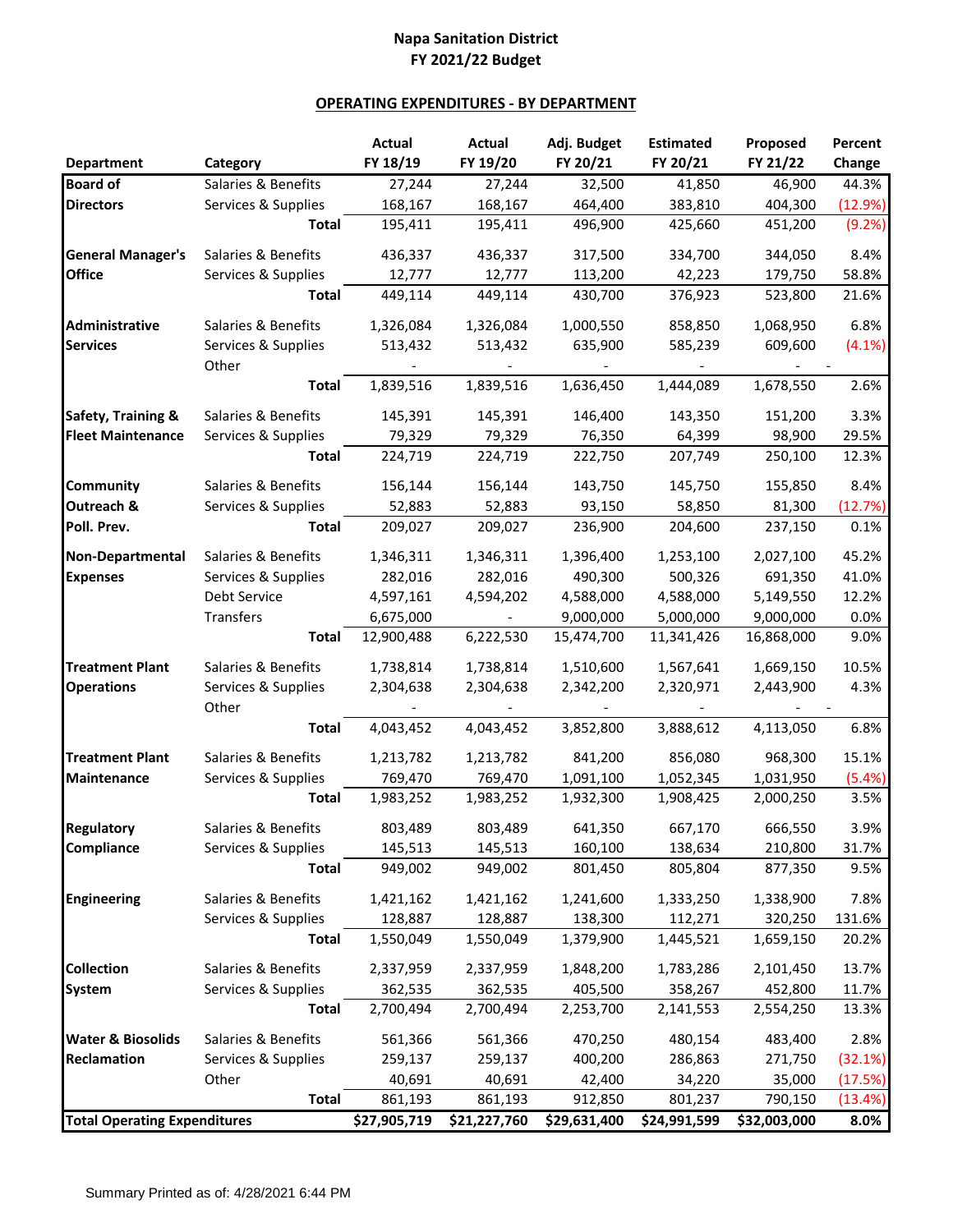**Napa Sanitation District**
**FY 2021/22 Budget**

**OPERATING EXPENDITURES - BY DEPARTMENT**

| Department | Category | Actual FY 18/19 | Actual FY 19/20 | Adj. Budget FY 20/21 | Estimated FY 20/21 | Proposed FY 21/22 | Percent Change |
|---|---|---|---|---|---|---|---|
| **Board of Directors** | Salaries & Benefits | 27,244 | 27,244 | 32,500 | 41,850 | 46,900 | 44.3% |
| | Services & Supplies | 168,167 | 168,167 | 464,400 | 383,810 | 404,300 | (12.9%) |
| | **Total** | 195,411 | 195,411 | 496,900 | 425,660 | 451,200 | (9.2%) |
| **General Manager's Office** | Salaries & Benefits | 436,337 | 436,337 | 317,500 | 334,700 | 344,050 | 8.4% |
| | Services & Supplies | 12,777 | 12,777 | 113,200 | 42,223 | 179,750 | 58.8% |
| | **Total** | 449,114 | 449,114 | 430,700 | 376,923 | 523,800 | 21.6% |
| **Administrative Services** | Salaries & Benefits | 1,326,084 | 1,326,084 | 1,000,550 | 858,850 | 1,068,950 | 6.8% |
| | Services & Supplies | 513,432 | 513,432 | 635,900 | 585,239 | 609,600 | (4.1%) |
| | Other | - | - | - | - | - | - |
| | **Total** | 1,839,516 | 1,839,516 | 1,636,450 | 1,444,089 | 1,678,550 | 2.6% |
| **Safety, Training & Fleet Maintenance** | Salaries & Benefits | 145,391 | 145,391 | 146,400 | 143,350 | 151,200 | 3.3% |
| | Services & Supplies | 79,329 | 79,329 | 76,350 | 64,399 | 98,900 | 29.5% |
| | **Total** | 224,719 | 224,719 | 222,750 | 207,749 | 250,100 | 12.3% |
| **Community Outreach & Poll. Prev.** | Salaries & Benefits | 156,144 | 156,144 | 143,750 | 145,750 | 155,850 | 8.4% |
| | Services & Supplies | 52,883 | 52,883 | 93,150 | 58,850 | 81,300 | (12.7%) |
| | **Total** | 209,027 | 209,027 | 236,900 | 204,600 | 237,150 | 0.1% |
| **Non-Departmental Expenses** | Salaries & Benefits | 1,346,311 | 1,346,311 | 1,396,400 | 1,253,100 | 2,027,100 | 45.2% |
| | Services & Supplies | 282,016 | 282,016 | 490,300 | 500,326 | 691,350 | 41.0% |
| | Debt Service | 4,597,161 | 4,594,202 | 4,588,000 | 4,588,000 | 5,149,550 | 12.2% |
| | Transfers | 6,675,000 | - | 9,000,000 | 5,000,000 | 9,000,000 | 0.0% |
| | **Total** | 12,900,488 | 6,222,530 | 15,474,700 | 11,341,426 | 16,868,000 | 9.0% |
| **Treatment Plant Operations** | Salaries & Benefits | 1,738,814 | 1,738,814 | 1,510,600 | 1,567,641 | 1,669,150 | 10.5% |
| | Services & Supplies | 2,304,638 | 2,304,638 | 2,342,200 | 2,320,971 | 2,443,900 | 4.3% |
| | Other | - | - | - | - | - | - |
| | **Total** | 4,043,452 | 4,043,452 | 3,852,800 | 3,888,612 | 4,113,050 | 6.8% |
| **Treatment Plant Maintenance** | Salaries & Benefits | 1,213,782 | 1,213,782 | 841,200 | 856,080 | 968,300 | 15.1% |
| | Services & Supplies | 769,470 | 769,470 | 1,091,100 | 1,052,345 | 1,031,950 | (5.4%) |
| | **Total** | 1,983,252 | 1,983,252 | 1,932,300 | 1,908,425 | 2,000,250 | 3.5% |
| **Regulatory Compliance** | Salaries & Benefits | 803,489 | 803,489 | 641,350 | 667,170 | 666,550 | 3.9% |
| | Services & Supplies | 145,513 | 145,513 | 160,100 | 138,634 | 210,800 | 31.7% |
| | **Total** | 949,002 | 949,002 | 801,450 | 805,804 | 877,350 | 9.5% |
| **Engineering** | Salaries & Benefits | 1,421,162 | 1,421,162 | 1,241,600 | 1,333,250 | 1,338,900 | 7.8% |
| | Services & Supplies | 128,887 | 128,887 | 138,300 | 112,271 | 320,250 | 131.6% |
| | **Total** | 1,550,049 | 1,550,049 | 1,379,900 | 1,445,521 | 1,659,150 | 20.2% |
| **Collection System** | Salaries & Benefits | 2,337,959 | 2,337,959 | 1,848,200 | 1,783,286 | 2,101,450 | 13.7% |
| | Services & Supplies | 362,535 | 362,535 | 405,500 | 358,267 | 452,800 | 11.7% |
| | **Total** | 2,700,494 | 2,700,494 | 2,253,700 | 2,141,553 | 2,554,250 | 13.3% |
| **Water & Biosolids Reclamation** | Salaries & Benefits | 561,366 | 561,366 | 470,250 | 480,154 | 483,400 | 2.8% |
| | Services & Supplies | 259,137 | 259,137 | 400,200 | 286,863 | 271,750 | (32.1%) |
| | Other | 40,691 | 40,691 | 42,400 | 34,220 | 35,000 | (17.5%) |
| | **Total** | 861,193 | 861,193 | 912,850 | 801,237 | 790,150 | (13.4%) |
| **Total Operating Expenditures** | | **$27,905,719** | **$21,227,760** | **$29,631,400** | **$24,991,599** | **$32,003,000** | **8.0%** |

Summary Printed as of: 4/28/2021 6:44 PM